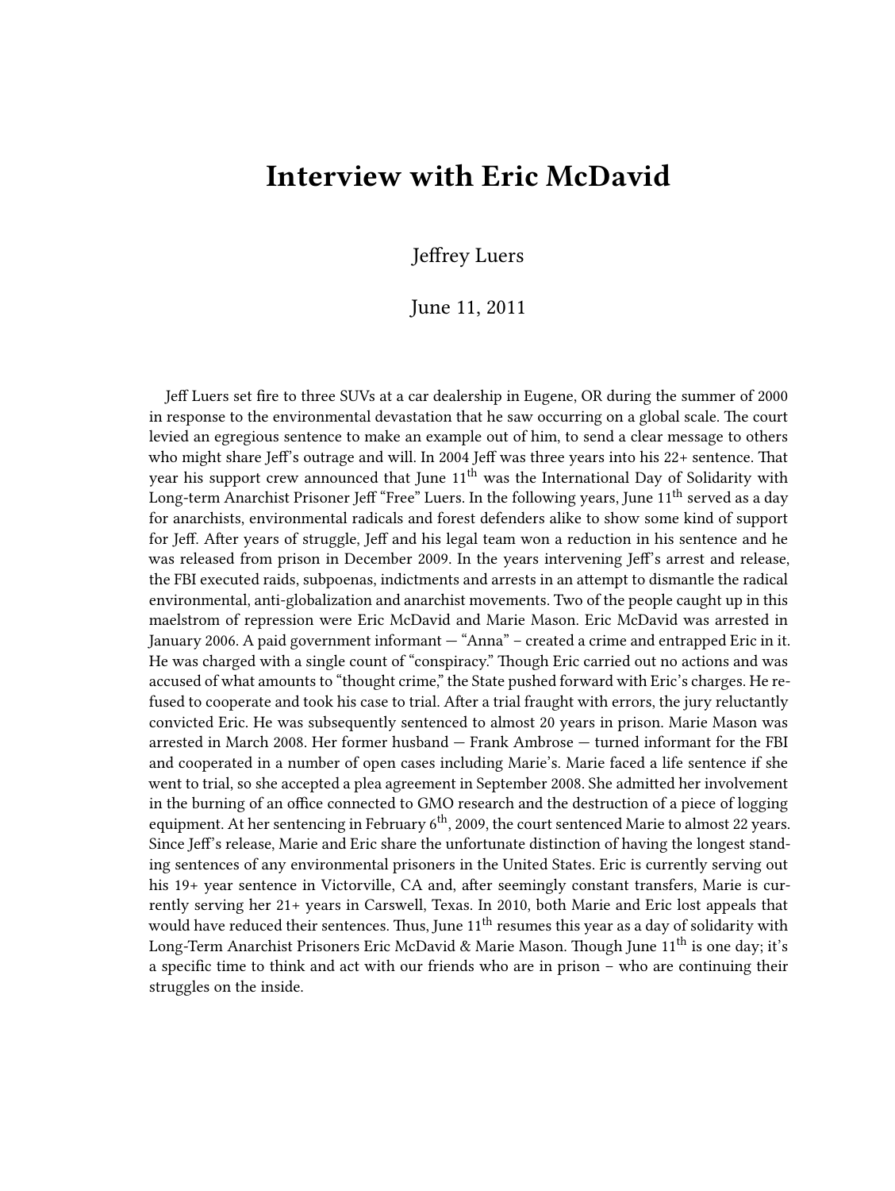# Interview with Eric McDavid

Jeffrey Luers

June 11, 2011

Jeff Luers set fire to three SUVs at a car dealership in Eugene, OR during the summer of 2000 in response to the environmental devastation that he saw occurring on a global scale. The court levied an egregious sentence to make an example out of him, to send a clear message to others who might share Jeff's outrage and will. In 2004 Jeff was three years into his 22+ sentence. That year his support crew announced that June 11$^{th}$ was the International Day of Solidarity with Long-term Anarchist Prisoner Jeff "Free" Luers. In the following years, June 11$^{th}$ served as a day for anarchists, environmental radicals and forest defenders alike to show some kind of support for Jeff. After years of struggle, Jeff and his legal team won a reduction in his sentence and he was released from prison in December 2009. In the years intervening Jeff's arrest and release, the FBI executed raids, subpoenas, indictments and arrests in an attempt to dismantle the radical environmental, anti-globalization and anarchist movements. Two of the people caught up in this maelstrom of repression were Eric McDavid and Marie Mason. Eric McDavid was arrested in January 2006. A paid government informant — "Anna" – created a crime and entrapped Eric in it. He was charged with a single count of "conspiracy." Though Eric carried out no actions and was accused of what amounts to "thought crime," the State pushed forward with Eric's charges. He refused to cooperate and took his case to trial. After a trial fraught with errors, the jury reluctantly convicted Eric. He was subsequently sentenced to almost 20 years in prison. Marie Mason was arrested in March 2008. Her former husband — Frank Ambrose — turned informant for the FBI and cooperated in a number of open cases including Marie's. Marie faced a life sentence if she went to trial, so she accepted a plea agreement in September 2008. She admitted her involvement in the burning of an office connected to GMO research and the destruction of a piece of logging equipment. At her sentencing in February 6$^{th}$, 2009, the court sentenced Marie to almost 22 years. Since Jeff's release, Marie and Eric share the unfortunate distinction of having the longest standing sentences of any environmental prisoners in the United States. Eric is currently serving out his 19+ year sentence in Victorville, CA and, after seemingly constant transfers, Marie is currently serving her 21+ years in Carswell, Texas. In 2010, both Marie and Eric lost appeals that would have reduced their sentences. Thus, June 11$^{th}$ resumes this year as a day of solidarity with Long-Term Anarchist Prisoners Eric McDavid & Marie Mason. Though June 11$^{th}$ is one day; it's a specific time to think and act with our friends who are in prison – who are continuing their struggles on the inside.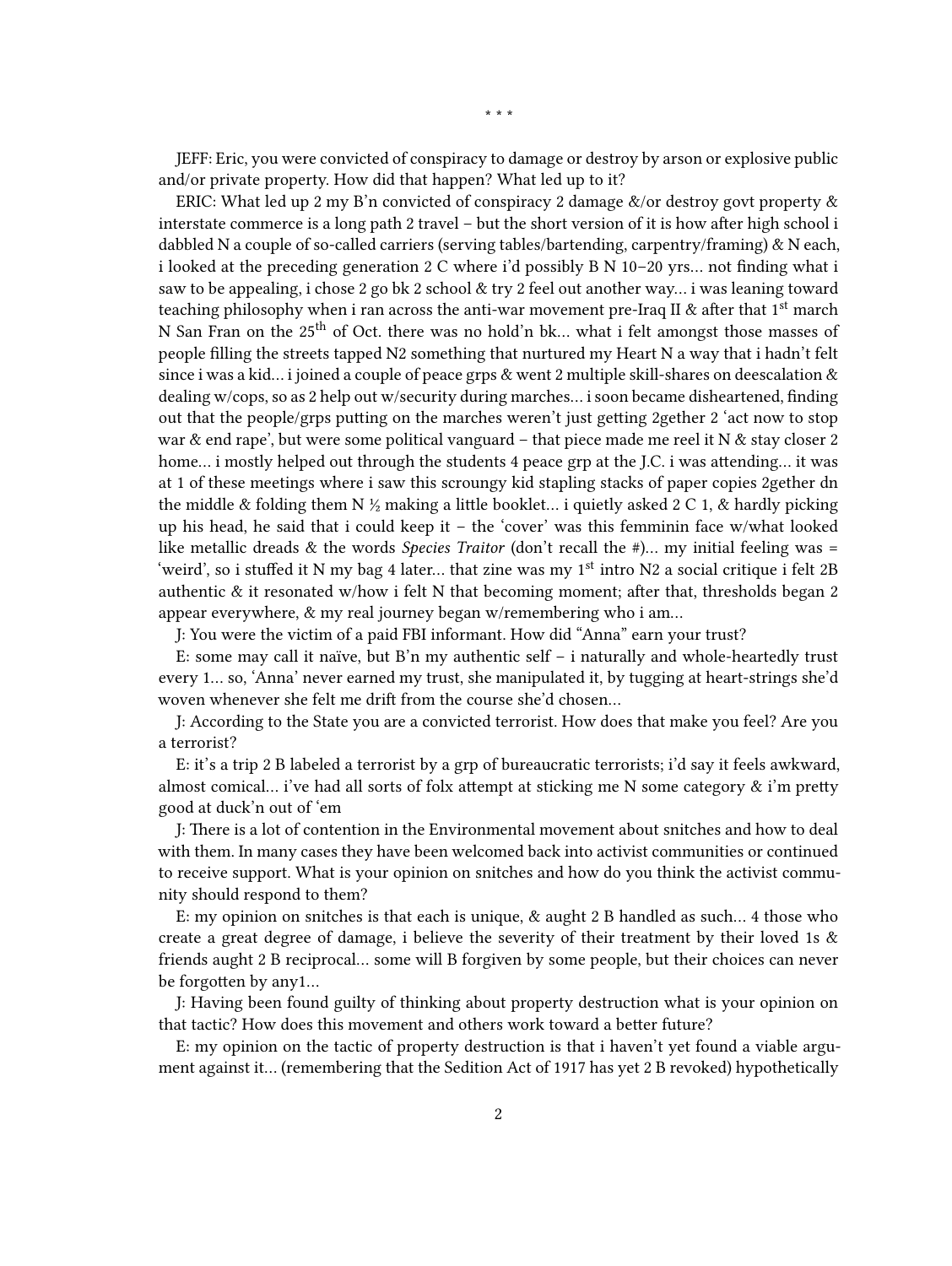\* \* \*

JEFF: Eric, you were convicted of conspiracy to damage or destroy by arson or explosive public and/or private property. How did that happen? What led up to it?

ERIC: What led up 2 my B'n convicted of conspiracy 2 damage &/or destroy govt property & interstate commerce is a long path 2 travel – but the short version of it is how after high school i dabbled N a couple of so-called carriers (serving tables/bartending, carpentry/framing) & N each, i looked at the preceding generation 2 C where i'd possibly B N 10–20 yrs… not finding what i saw to be appealing, i chose 2 go bk 2 school & try 2 feel out another way… i was leaning toward teaching philosophy when i ran across the anti-war movement pre-Iraq II & after that 1st march N San Fran on the 25th of Oct. there was no hold'n bk… what i felt amongst those masses of people filling the streets tapped N2 something that nurtured my Heart N a way that i hadn't felt since i was a kid… i joined a couple of peace grps & went 2 multiple skill-shares on deescalation & dealing w/cops, so as 2 help out w/security during marches… i soon became disheartened, finding out that the people/grps putting on the marches weren't just getting 2gether 2 'act now to stop war & end rape', but were some political vanguard – that piece made me reel it N & stay closer 2 home… i mostly helped out through the students 4 peace grp at the J.C. i was attending… it was at 1 of these meetings where i saw this scroungy kid stapling stacks of paper copies 2gether dn the middle & folding them N ½ making a little booklet… i quietly asked 2 C 1, & hardly picking up his head, he said that i could keep it – the 'cover' was this femminin face w/what looked like metallic dreads & the words *Species Traitor* (don't recall the #)… my initial feeling was = 'weird', so i stuffed it N my bag 4 later… that zine was my 1st intro N2 a social critique i felt 2B authentic & it resonated w/how i felt N that becoming moment; after that, thresholds began 2 appear everywhere, & my real journey began w/remembering who i am…

J: You were the victim of a paid FBI informant. How did "Anna" earn your trust?

E: some may call it naïve, but B'n my authentic self – i naturally and whole-heartedly trust every 1… so, 'Anna' never earned my trust, she manipulated it, by tugging at heart-strings she'd woven whenever she felt me drift from the course she'd chosen…

J: According to the State you are a convicted terrorist. How does that make you feel? Are you a terrorist?

E: it's a trip 2 B labeled a terrorist by a grp of bureaucratic terrorists; i'd say it feels awkward, almost comical… i've had all sorts of folx attempt at sticking me N some category & i'm pretty good at duck'n out of 'em

J: There is a lot of contention in the Environmental movement about snitches and how to deal with them. In many cases they have been welcomed back into activist communities or continued to receive support. What is your opinion on snitches and how do you think the activist community should respond to them?

E: my opinion on snitches is that each is unique, & aught 2 B handled as such… 4 those who create a great degree of damage, i believe the severity of their treatment by their loved 1s & friends aught 2 B reciprocal… some will B forgiven by some people, but their choices can never be forgotten by any1…

J: Having been found guilty of thinking about property destruction what is your opinion on that tactic? How does this movement and others work toward a better future?

E: my opinion on the tactic of property destruction is that i haven't yet found a viable argument against it… (remembering that the Sedition Act of 1917 has yet 2 B revoked) hypothetically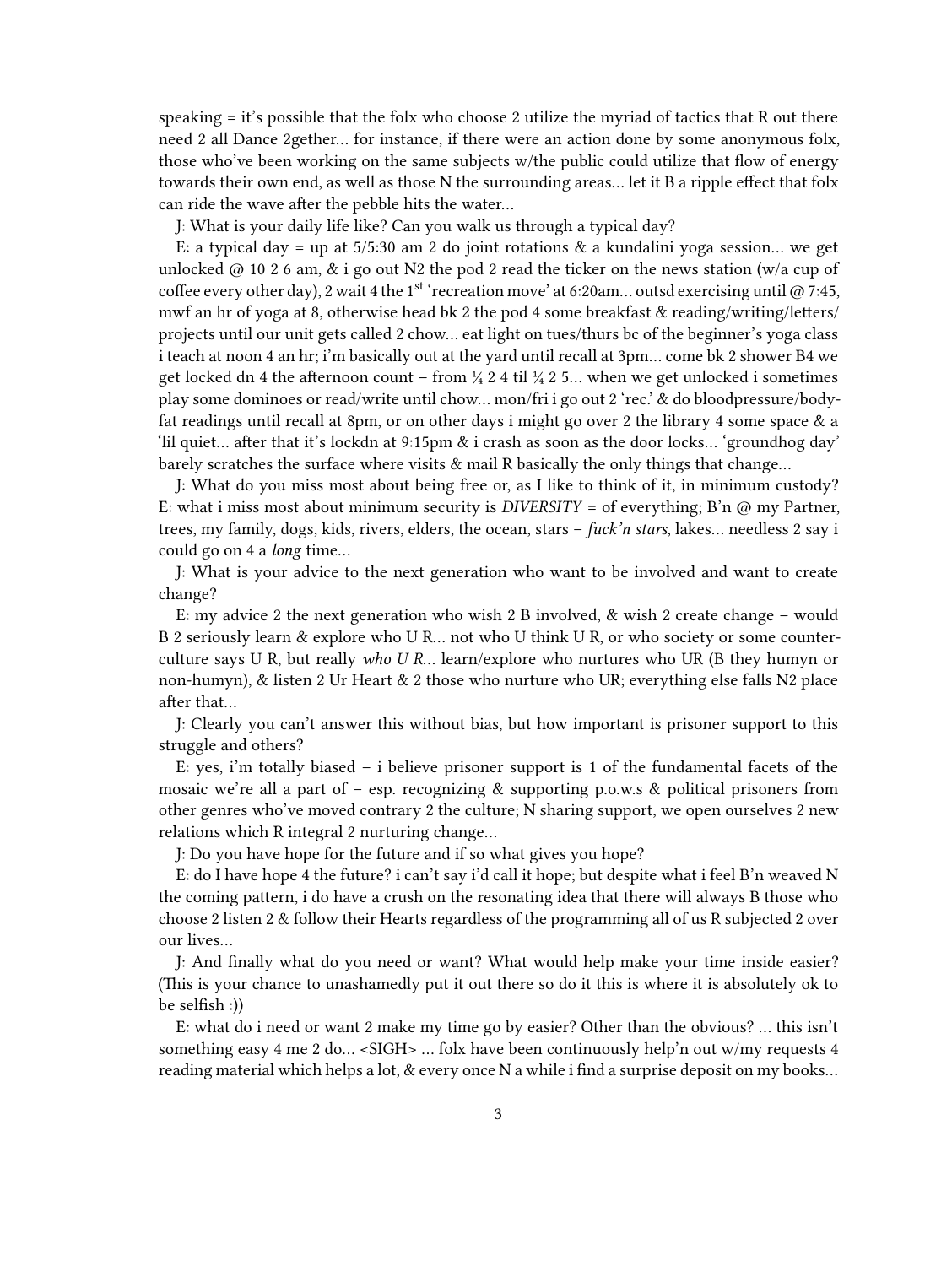speaking = it's possible that the folx who choose 2 utilize the myriad of tactics that R out there need 2 all Dance 2gether… for instance, if there were an action done by some anonymous folx, those who've been working on the same subjects w/the public could utilize that flow of energy towards their own end, as well as those N the surrounding areas… let it B a ripple effect that folx can ride the wave after the pebble hits the water…

J: What is your daily life like? Can you walk us through a typical day?

E: a typical day = up at 5/5:30 am 2 do joint rotations & a kundalini yoga session… we get unlocked @ 10 2 6 am, & i go out N2 the pod 2 read the ticker on the news station (w/a cup of coffee every other day), 2 wait 4 the 1st 'recreation move' at 6:20am… outsd exercising until @ 7:45, mwf an hr of yoga at 8, otherwise head bk 2 the pod 4 some breakfast & reading/writing/letters/projects until our unit gets called 2 chow… eat light on tues/thurs bc of the beginner's yoga class i teach at noon 4 an hr; i'm basically out at the yard until recall at 3pm… come bk 2 shower B4 we get locked dn 4 the afternoon count – from ¼ 2 4 til ¼ 2 5… when we get unlocked i sometimes play some dominoes or read/write until chow… mon/fri i go out 2 'rec.' & do bloodpressure/body-fat readings until recall at 8pm, or on other days i might go over 2 the library 4 some space & a 'lil quiet… after that it's lockdn at 9:15pm & i crash as soon as the door locks… 'groundhog day' barely scratches the surface where visits & mail R basically the only things that change…

J: What do you miss most about being free or, as I like to think of it, in minimum custody?

E: what i miss most about minimum security is *DIVERSITY* = of everything; B'n @ my Partner, trees, my family, dogs, kids, rivers, elders, the ocean, stars – *fuck'n stars*, lakes… needless 2 say i could go on 4 a *long* time…

J: What is your advice to the next generation who want to be involved and want to create change?

E: my advice 2 the next generation who wish 2 B involved, & wish 2 create change – would B 2 seriously learn & explore who U R… not who U think U R, or who society or some counter-culture says U R, but really *who U R*… learn/explore who nurtures who UR (B they humyn or non-humyn), & listen 2 Ur Heart & 2 those who nurture who UR; everything else falls N2 place after that…

J: Clearly you can't answer this without bias, but how important is prisoner support to this struggle and others?

E: yes, i'm totally biased – i believe prisoner support is 1 of the fundamental facets of the mosaic we're all a part of – esp. recognizing & supporting p.o.w.s & political prisoners from other genres who've moved contrary 2 the culture; N sharing support, we open ourselves 2 new relations which R integral 2 nurturing change…

J: Do you have hope for the future and if so what gives you hope?

E: do I have hope 4 the future? i can't say i'd call it hope; but despite what i feel B'n weaved N the coming pattern, i do have a crush on the resonating idea that there will always B those who choose 2 listen 2 & follow their Hearts regardless of the programming all of us R subjected 2 over our lives…

J: And finally what do you need or want? What would help make your time inside easier? (This is your chance to unashamedly put it out there so do it this is where it is absolutely ok to be selfish :))

E: what do i need or want 2 make my time go by easier? Other than the obvious? … this isn't something easy 4 me 2 do… <SIGH> … folx have been continuously help'n out w/my requests 4 reading material which helps a lot, & every once N a while i find a surprise deposit on my books…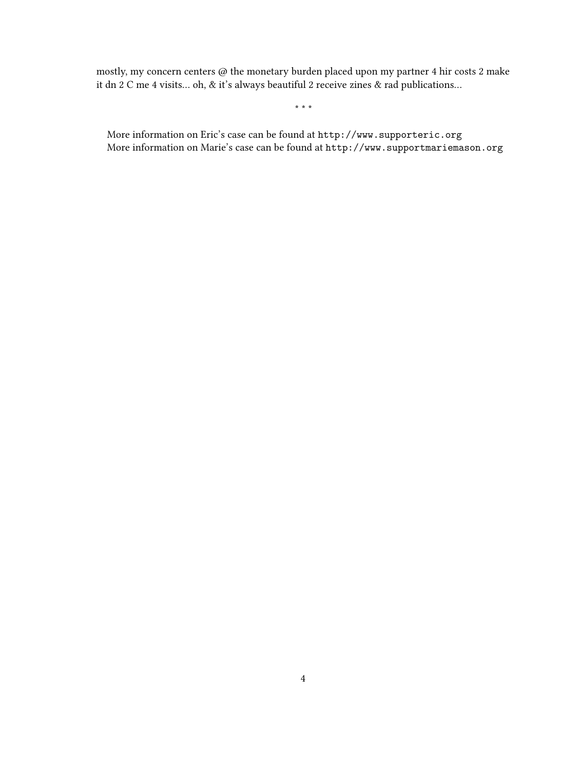mostly, my concern centers @ the monetary burden placed upon my partner 4 hir costs 2 make it dn 2 C me 4 visits… oh, & it's always beautiful 2 receive zines & rad publications…

* * *

More information on Eric's case can be found at `http://www.supporteric.org`
More information on Marie's case can be found at `http://www.supportmariemason.org`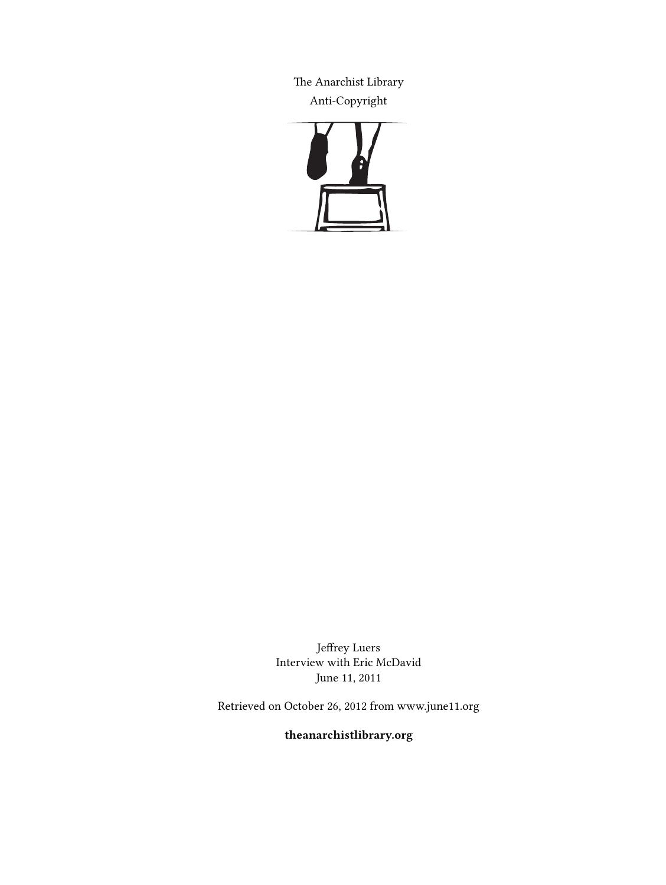The Anarchist Library

Anti-Copyright

Jeffrey Luers

Interview with Eric McDavid

June 11, 2011

Retrieved on October 26, 2012 from www.june11.org

**theanarchistlibrary.org**